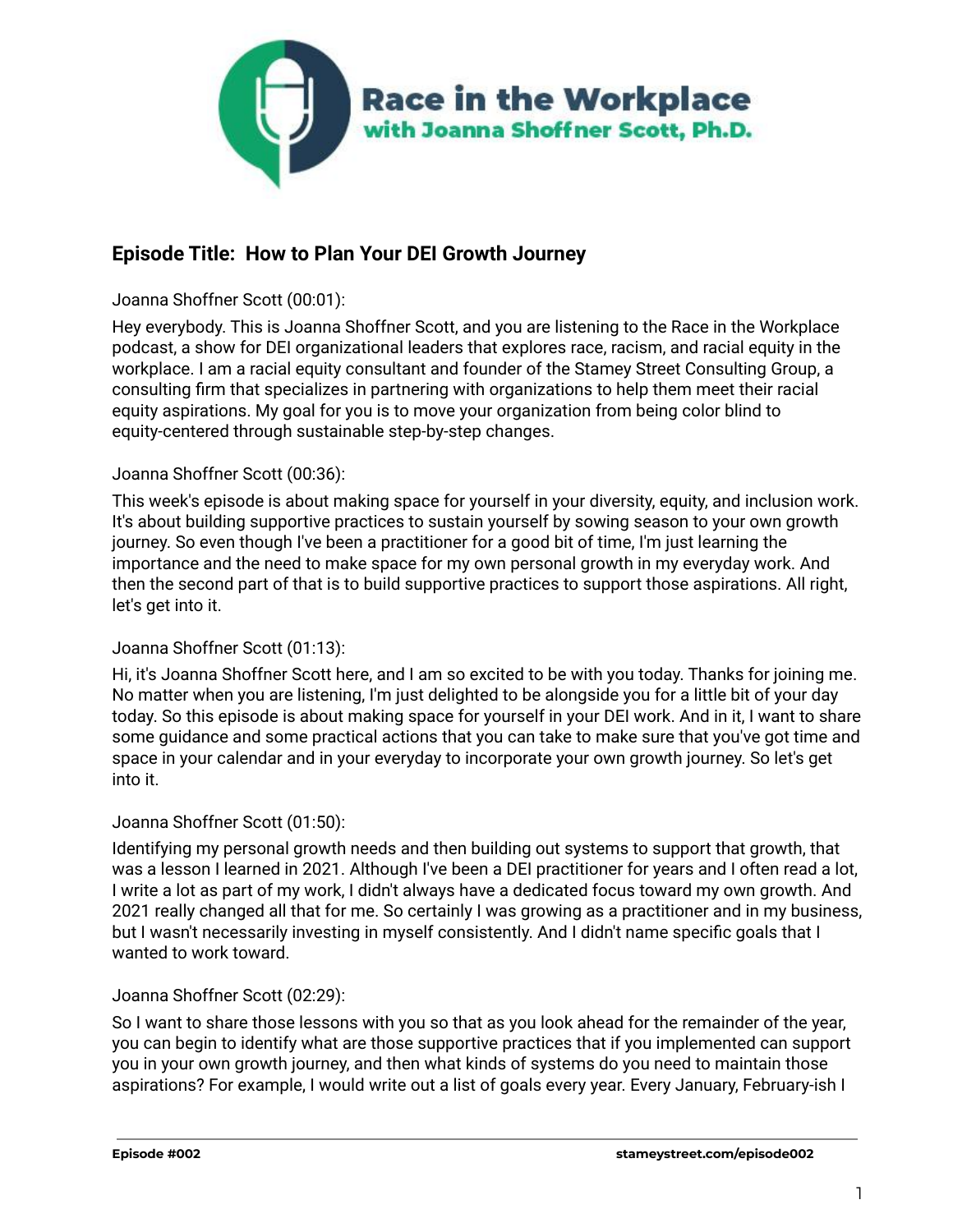# Race in the Workplace
## with Joanna Shoffner Scott, Ph.D.

### Episode Title: How to Plan Your DEI Growth Journey

Joanna Shoffner Scott (00:01):

Hey everybody. This is Joanna Shoffner Scott, and you are listening to the Race in the Workplace podcast, a show for DEI organizational leaders that explores race, racism, and racial equity in the workplace. I am a racial equity consultant and founder of the Stamey Street Consulting Group, a consulting firm that specializes in partnering with organizations to help them meet their racial equity aspirations. My goal for you is to move your organization from being color blind to equity-centered through sustainable step-by-step changes.

Joanna Shoffner Scott (00:36):

This week's episode is about making space for yourself in your diversity, equity, and inclusion work. It's about building supportive practices to sustain yourself by sowing season to your own growth journey. So even though I've been a practitioner for a good bit of time, I'm just learning the importance and the need to make space for my own personal growth in my everyday work. And then the second part of that is to build supportive practices to support those aspirations. All right, let's get into it.

Joanna Shoffner Scott (01:13):

Hi, it's Joanna Shoffner Scott here, and I am so excited to be with you today. Thanks for joining me. No matter when you are listening, I'm just delighted to be alongside you for a little bit of your day today. So this episode is about making space for yourself in your DEI work. And in it, I want to share some guidance and some practical actions that you can take to make sure that you've got time and space in your calendar and in your everyday to incorporate your own growth journey. So let's get into it.

Joanna Shoffner Scott (01:50):

Identifying my personal growth needs and then building out systems to support that growth, that was a lesson I learned in 2021. Although I've been a DEI practitioner for years and I often read a lot, I write a lot as part of my work, I didn't always have a dedicated focus toward my own growth. And 2021 really changed all that for me. So certainly I was growing as a practitioner and in my business, but I wasn't necessarily investing in myself consistently. And I didn't name specific goals that I wanted to work toward.

Joanna Shoffner Scott (02:29):

So I want to share those lessons with you so that as you look ahead for the remainder of the year, you can begin to identify what are those supportive practices that if you implemented can support you in your own growth journey, and then what kinds of systems do you need to maintain those aspirations? For example, I would write out a list of goals every year. Every January, February-ish I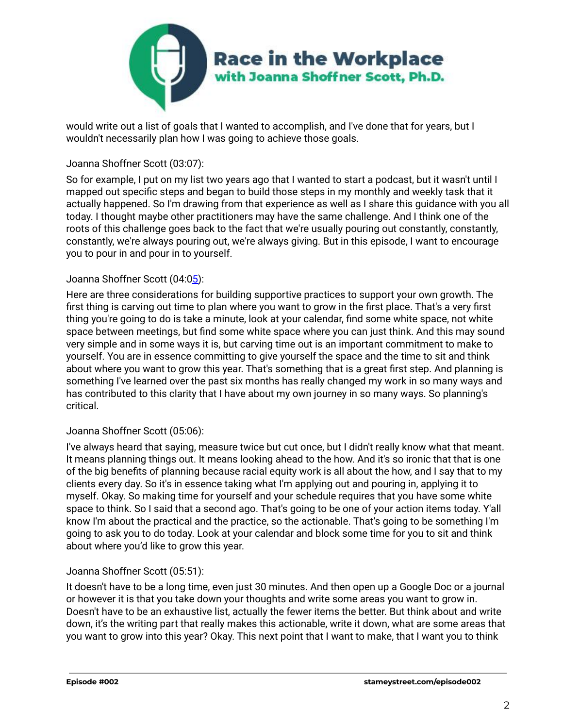would write out a list of goals that I wanted to accomplish, and I've done that for years, but I wouldn't necessarily plan how I was going to achieve those goals.

Joanna Shoffner Scott (03:07):

So for example, I put on my list two years ago that I wanted to start a podcast, but it wasn't until I mapped out specific steps and began to build those steps in my monthly and weekly task that it actually happened. So I'm drawing from that experience as well as I share this guidance with you all today. I thought maybe other practitioners may have the same challenge. And I think one of the roots of this challenge goes back to the fact that we're usually pouring out constantly, constantly, constantly, we're always pouring out, we're always giving. But in this episode, I want to encourage you to pour in and pour in to yourself.

Joanna Shoffner Scott (04:05):

Here are three considerations for building supportive practices to support your own growth. The first thing is carving out time to plan where you want to grow in the first place. That's a very first thing you're going to do is take a minute, look at your calendar, find some white space, not white space between meetings, but find some white space where you can just think. And this may sound very simple and in some ways it is, but carving time out is an important commitment to make to yourself. You are in essence committing to give yourself the space and the time to sit and think about where you want to grow this year. That's something that is a great first step. And planning is something I've learned over the past six months has really changed my work in so many ways and has contributed to this clarity that I have about my own journey in so many ways. So planning's critical.

Joanna Shoffner Scott (05:06):

I've always heard that saying, measure twice but cut once, but I didn't really know what that meant. It means planning things out. It means looking ahead to the how. And it's so ironic that that is one of the big benefits of planning because racial equity work is all about the how, and I say that to my clients every day. So it's in essence taking what I'm applying out and pouring in, applying it to myself. Okay. So making time for yourself and your schedule requires that you have some white space to think. So I said that a second ago. That's going to be one of your action items today. Y'all know I'm about the practical and the practice, so the actionable. That's going to be something I'm going to ask you to do today. Look at your calendar and block some time for you to sit and think about where you'd like to grow this year.

Joanna Shoffner Scott (05:51):

It doesn't have to be a long time, even just 30 minutes. And then open up a Google Doc or a journal or however it is that you take down your thoughts and write some areas you want to grow in. Doesn't have to be an exhaustive list, actually the fewer items the better. But think about and write down, it's the writing part that really makes this actionable, write it down, what are some areas that you want to grow into this year? Okay. This next point that I want to make, that I want you to think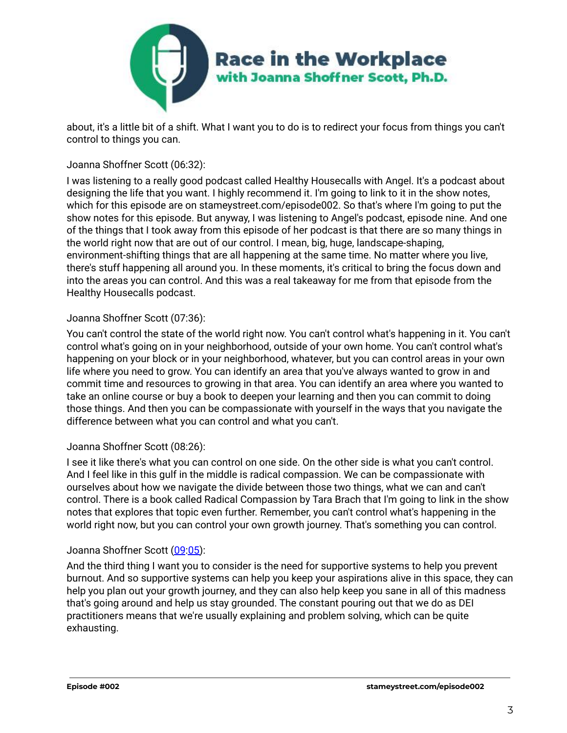about, it's a little bit of a shift. What I want you to do is to redirect your focus from things you can't control to things you can.

Joanna Shoffner Scott (06:32):

I was listening to a really good podcast called Healthy Housecalls with Angel. It's a podcast about designing the life that you want. I highly recommend it. I'm going to link to it in the show notes, which for this episode are on stameystreet.com/episode002. So that's where I'm going to put the show notes for this episode. But anyway, I was listening to Angel's podcast, episode nine. And one of the things that I took away from this episode of her podcast is that there are so many things in the world right now that are out of our control. I mean, big, huge, landscape-shaping, environment-shifting things that are all happening at the same time. No matter where you live, there's stuff happening all around you. In these moments, it's critical to bring the focus down and into the areas you can control. And this was a real takeaway for me from that episode from the Healthy Housecalls podcast.

Joanna Shoffner Scott (07:36):

You can't control the state of the world right now. You can't control what's happening in it. You can't control what's going on in your neighborhood, outside of your own home. You can't control what's happening on your block or in your neighborhood, whatever, but you can control areas in your own life where you need to grow. You can identify an area that you've always wanted to grow in and commit time and resources to growing in that area. You can identify an area where you wanted to take an online course or buy a book to deepen your learning and then you can commit to doing those things. And then you can be compassionate with yourself in the ways that you navigate the difference between what you can control and what you can't.

Joanna Shoffner Scott (08:26):

I see it like there's what you can control on one side. On the other side is what you can't control. And I feel like in this gulf in the middle is radical compassion. We can be compassionate with ourselves about how we navigate the divide between those two things, what we can and can't control. There is a book called Radical Compassion by Tara Brach that I'm going to link in the show notes that explores that topic even further. Remember, you can't control what's happening in the world right now, but you can control your own growth journey. That's something you can control.

Joanna Shoffner Scott (09:05):

And the third thing I want you to consider is the need for supportive systems to help you prevent burnout. And so supportive systems can help you keep your aspirations alive in this space, they can help you plan out your growth journey, and they can also help keep you sane in all of this madness that's going around and help us stay grounded. The constant pouring out that we do as DEI practitioners means that we're usually explaining and problem solving, which can be quite exhausting.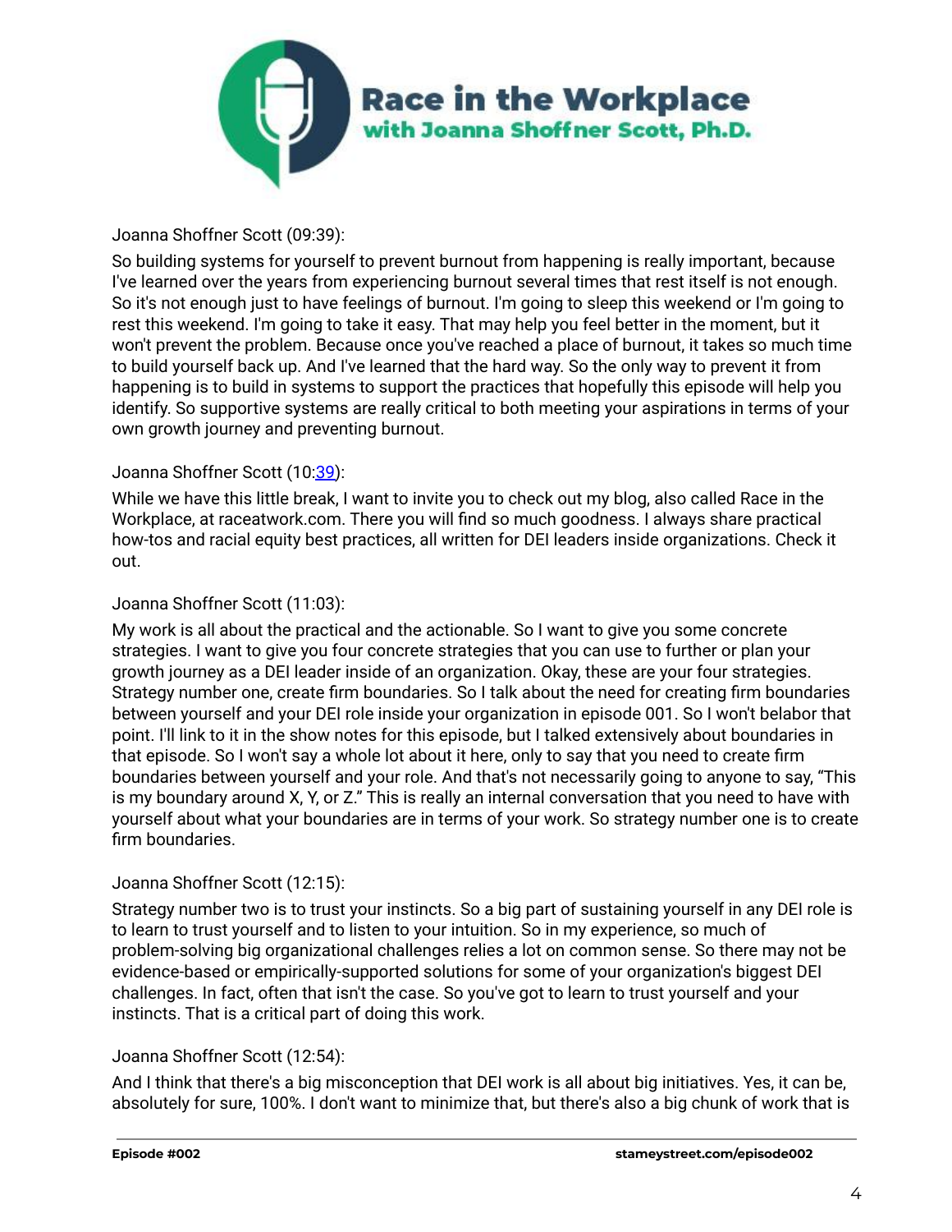Joanna Shoffner Scott (09:39):

So building systems for yourself to prevent burnout from happening is really important, because I've learned over the years from experiencing burnout several times that rest itself is not enough. So it's not enough just to have feelings of burnout. I'm going to sleep this weekend or I'm going to rest this weekend. I'm going to take it easy. That may help you feel better in the moment, but it won't prevent the problem. Because once you've reached a place of burnout, it takes so much time to build yourself back up. And I've learned that the hard way. So the only way to prevent it from happening is to build in systems to support the practices that hopefully this episode will help you identify. So supportive systems are really critical to both meeting your aspirations in terms of your own growth journey and preventing burnout.

Joanna Shoffner Scott (10:39):

While we have this little break, I want to invite you to check out my blog, also called Race in the Workplace, at raceatwork.com. There you will find so much goodness. I always share practical how-tos and racial equity best practices, all written for DEI leaders inside organizations. Check it out.

Joanna Shoffner Scott (11:03):

My work is all about the practical and the actionable. So I want to give you some concrete strategies. I want to give you four concrete strategies that you can use to further or plan your growth journey as a DEI leader inside of an organization. Okay, these are your four strategies. Strategy number one, create firm boundaries. So I talk about the need for creating firm boundaries between yourself and your DEI role inside your organization in episode 001. So I won't belabor that point. I'll link to it in the show notes for this episode, but I talked extensively about boundaries in that episode. So I won't say a whole lot about it here, only to say that you need to create firm boundaries between yourself and your role. And that's not necessarily going to anyone to say, "This is my boundary around X, Y, or Z." This is really an internal conversation that you need to have with yourself about what your boundaries are in terms of your work. So strategy number one is to create firm boundaries.

Joanna Shoffner Scott (12:15):

Strategy number two is to trust your instincts. So a big part of sustaining yourself in any DEI role is to learn to trust yourself and to listen to your intuition. So in my experience, so much of problem-solving big organizational challenges relies a lot on common sense. So there may not be evidence-based or empirically-supported solutions for some of your organization's biggest DEI challenges. In fact, often that isn't the case. So you've got to learn to trust yourself and your instincts. That is a critical part of doing this work.

Joanna Shoffner Scott (12:54):

And I think that there's a big misconception that DEI work is all about big initiatives. Yes, it can be, absolutely for sure, 100%. I don't want to minimize that, but there's also a big chunk of work that is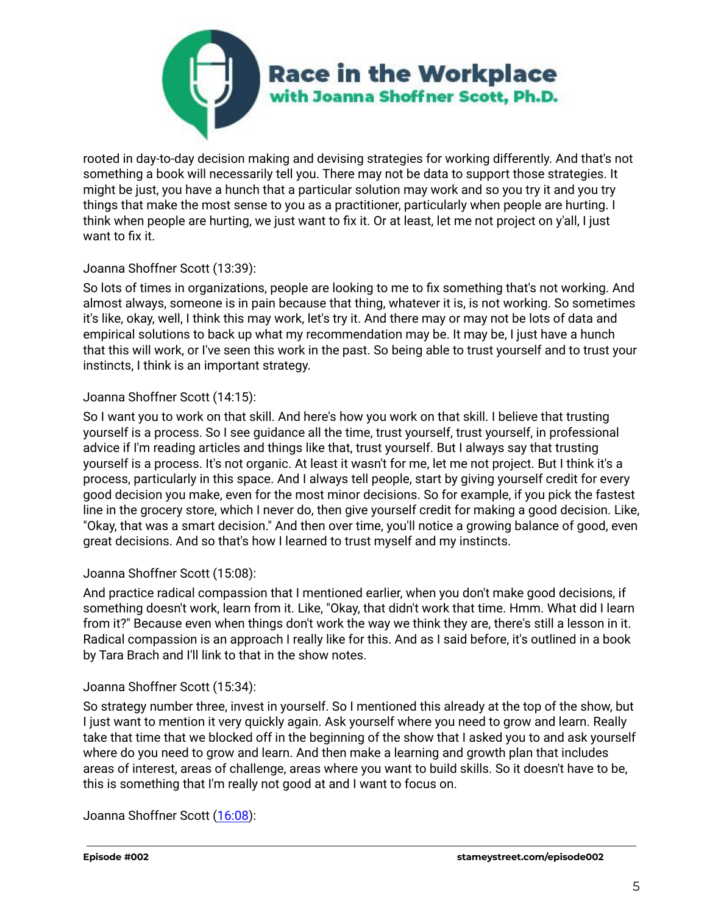rooted in day-to-day decision making and devising strategies for working differently. And that's not something a book will necessarily tell you. There may not be data to support those strategies. It might be just, you have a hunch that a particular solution may work and so you try it and you try things that make the most sense to you as a practitioner, particularly when people are hurting. I think when people are hurting, we just want to fix it. Or at least, let me not project on y'all, I just want to fix it.

Joanna Shoffner Scott (13:39):

So lots of times in organizations, people are looking to me to fix something that's not working. And almost always, someone is in pain because that thing, whatever it is, is not working. So sometimes it's like, okay, well, I think this may work, let's try it. And there may or may not be lots of data and empirical solutions to back up what my recommendation may be. It may be, I just have a hunch that this will work, or I've seen this work in the past. So being able to trust yourself and to trust your instincts, I think is an important strategy.

Joanna Shoffner Scott (14:15):

So I want you to work on that skill. And here's how you work on that skill. I believe that trusting yourself is a process. So I see guidance all the time, trust yourself, trust yourself, in professional advice if I'm reading articles and things like that, trust yourself. But I always say that trusting yourself is a process. It's not organic. At least it wasn't for me, let me not project. But I think it's a process, particularly in this space. And I always tell people, start by giving yourself credit for every good decision you make, even for the most minor decisions. So for example, if you pick the fastest line in the grocery store, which I never do, then give yourself credit for making a good decision. Like, "Okay, that was a smart decision." And then over time, you'll notice a growing balance of good, even great decisions. And so that's how I learned to trust myself and my instincts.

Joanna Shoffner Scott (15:08):

And practice radical compassion that I mentioned earlier, when you don't make good decisions, if something doesn't work, learn from it. Like, "Okay, that didn't work that time. Hmm. What did I learn from it?" Because even when things don't work the way we think they are, there's still a lesson in it. Radical compassion is an approach I really like for this. And as I said before, it's outlined in a book by Tara Brach and I'll link to that in the show notes.

Joanna Shoffner Scott (15:34):

So strategy number three, invest in yourself. So I mentioned this already at the top of the show, but I just want to mention it very quickly again. Ask yourself where you need to grow and learn. Really take that time that we blocked off in the beginning of the show that I asked you to and ask yourself where do you need to grow and learn. And then make a learning and growth plan that includes areas of interest, areas of challenge, areas where you want to build skills. So it doesn't have to be, this is something that I'm really not good at and I want to focus on.

Joanna Shoffner Scott (16:08):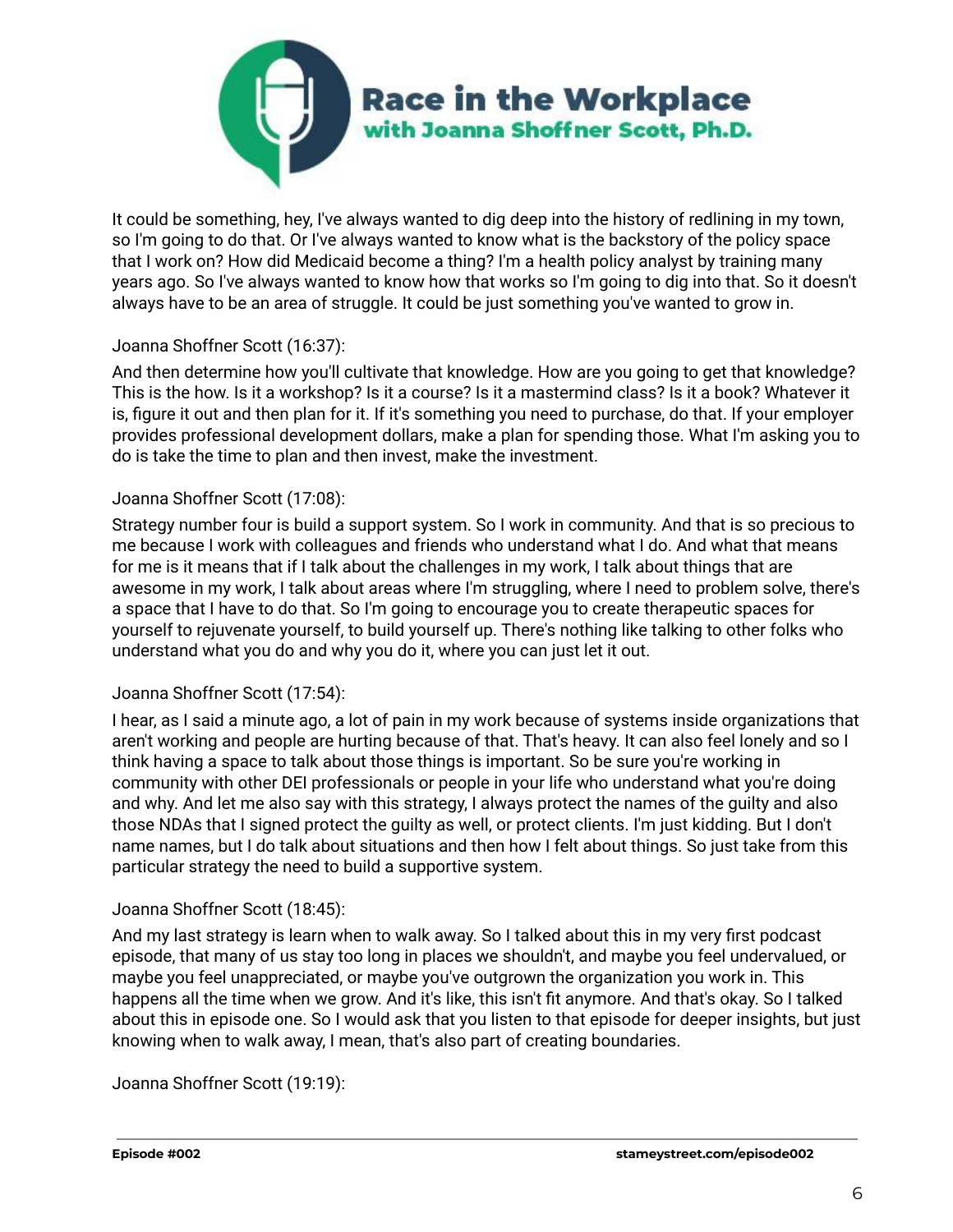It could be something, hey, I've always wanted to dig deep into the history of redlining in my town, so I'm going to do that. Or I've always wanted to know what is the backstory of the policy space that I work on? How did Medicaid become a thing? I'm a health policy analyst by training many years ago. So I've always wanted to know how that works so I'm going to dig into that. So it doesn't always have to be an area of struggle. It could be just something you've wanted to grow in.

Joanna Shoffner Scott (16:37):

And then determine how you'll cultivate that knowledge. How are you going to get that knowledge? This is the how. Is it a workshop? Is it a course? Is it a mastermind class? Is it a book? Whatever it is, figure it out and then plan for it. If it's something you need to purchase, do that. If your employer provides professional development dollars, make a plan for spending those. What I'm asking you to do is take the time to plan and then invest, make the investment.

Joanna Shoffner Scott (17:08):

Strategy number four is build a support system. So I work in community. And that is so precious to me because I work with colleagues and friends who understand what I do. And what that means for me is it means that if I talk about the challenges in my work, I talk about things that are awesome in my work, I talk about areas where I'm struggling, where I need to problem solve, there's a space that I have to do that. So I'm going to encourage you to create therapeutic spaces for yourself to rejuvenate yourself, to build yourself up. There's nothing like talking to other folks who understand what you do and why you do it, where you can just let it out.

Joanna Shoffner Scott (17:54):

I hear, as I said a minute ago, a lot of pain in my work because of systems inside organizations that aren't working and people are hurting because of that. That's heavy. It can also feel lonely and so I think having a space to talk about those things is important. So be sure you're working in community with other DEI professionals or people in your life who understand what you're doing and why. And let me also say with this strategy, I always protect the names of the guilty and also those NDAs that I signed protect the guilty as well, or protect clients. I'm just kidding. But I don't name names, but I do talk about situations and then how I felt about things. So just take from this particular strategy the need to build a supportive system.

Joanna Shoffner Scott (18:45):

And my last strategy is learn when to walk away. So I talked about this in my very first podcast episode, that many of us stay too long in places we shouldn't, and maybe you feel undervalued, or maybe you feel unappreciated, or maybe you've outgrown the organization you work in. This happens all the time when we grow. And it's like, this isn't fit anymore. And that's okay. So I talked about this in episode one. So I would ask that you listen to that episode for deeper insights, but just knowing when to walk away, I mean, that's also part of creating boundaries.

Joanna Shoffner Scott (19:19):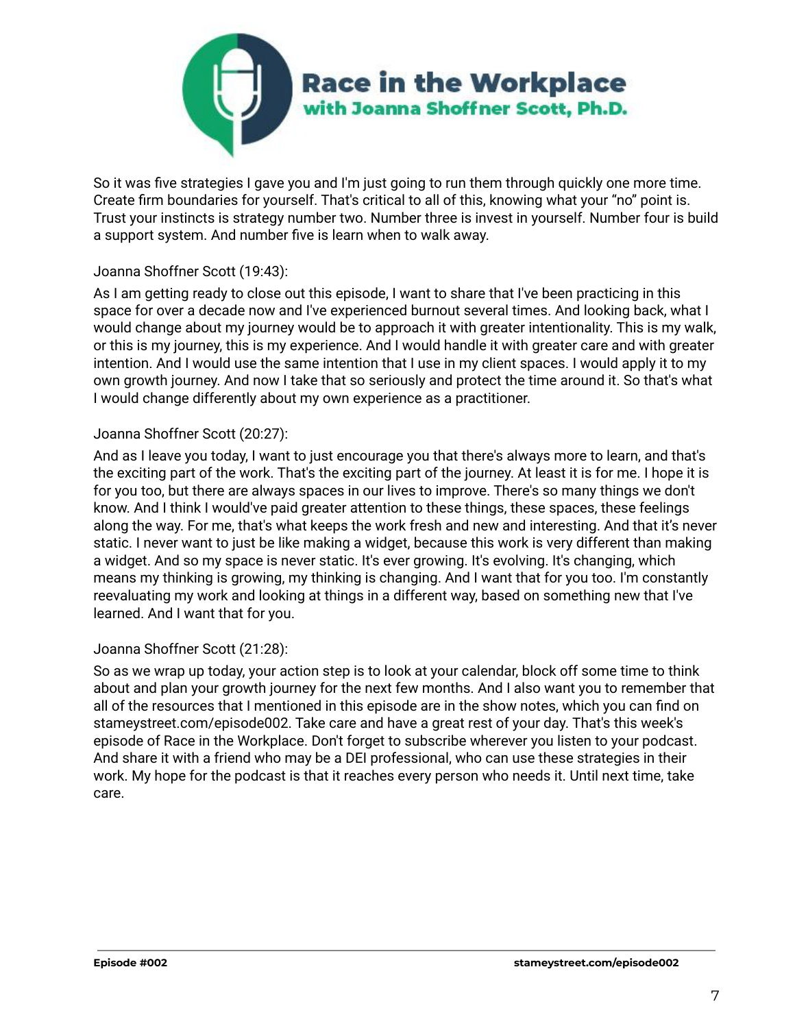So it was five strategies I gave you and I'm just going to run them through quickly one more time. Create firm boundaries for yourself. That's critical to all of this, knowing what your "no" point is. Trust your instincts is strategy number two. Number three is invest in yourself. Number four is build a support system. And number five is learn when to walk away.

Joanna Shoffner Scott (19:43):

As I am getting ready to close out this episode, I want to share that I've been practicing in this space for over a decade now and I've experienced burnout several times. And looking back, what I would change about my journey would be to approach it with greater intentionality. This is my walk, or this is my journey, this is my experience. And I would handle it with greater care and with greater intention. And I would use the same intention that I use in my client spaces. I would apply it to my own growth journey. And now I take that so seriously and protect the time around it. So that's what I would change differently about my own experience as a practitioner.

Joanna Shoffner Scott (20:27):

And as I leave you today, I want to just encourage you that there's always more to learn, and that's the exciting part of the work. That's the exciting part of the journey. At least it is for me. I hope it is for you too, but there are always spaces in our lives to improve. There's so many things we don't know. And I think I would've paid greater attention to these things, these spaces, these feelings along the way. For me, that's what keeps the work fresh and new and interesting. And that it's never static. I never want to just be like making a widget, because this work is very different than making a widget. And so my space is never static. It's ever growing. It's evolving. It's changing, which means my thinking is growing, my thinking is changing. And I want that for you too. I'm constantly reevaluating my work and looking at things in a different way, based on something new that I've learned. And I want that for you.

Joanna Shoffner Scott (21:28):

So as we wrap up today, your action step is to look at your calendar, block off some time to think about and plan your growth journey for the next few months. And I also want you to remember that all of the resources that I mentioned in this episode are in the show notes, which you can find on stameystreet.com/episode002. Take care and have a great rest of your day. That's this week's episode of Race in the Workplace. Don't forget to subscribe wherever you listen to your podcast. And share it with a friend who may be a DEI professional, who can use these strategies in their work. My hope for the podcast is that it reaches every person who needs it. Until next time, take care.